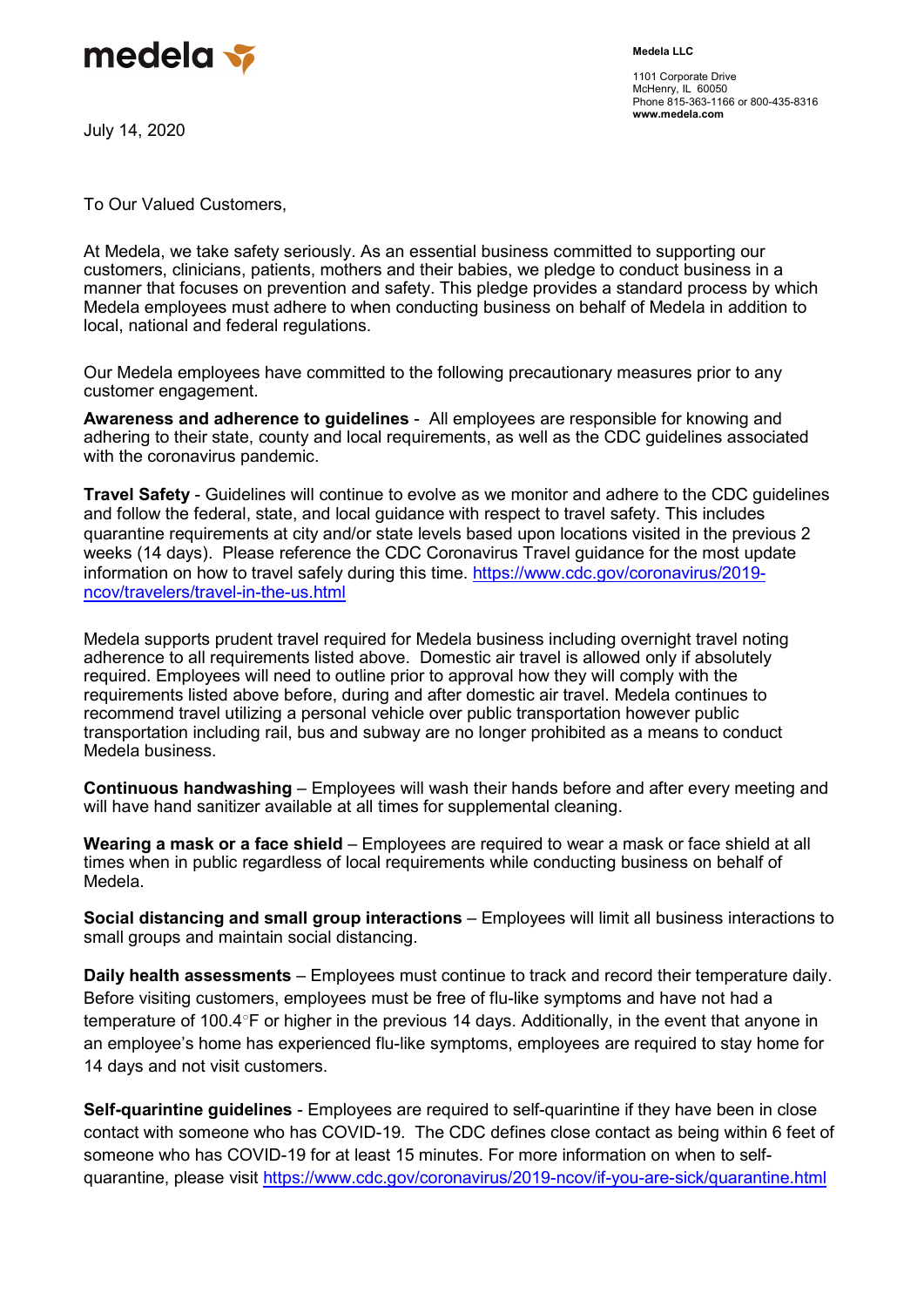medela

**Medela LLC**

1101 Corporate Drive
McHenry, IL 60050
Phone 815-363-1166 or 800-435-8316
**www.medela.com**

July 14, 2020

To Our Valued Customers,

At Medela, we take safety seriously. As an essential business committed to supporting our customers, clinicians, patients, mothers and their babies, we pledge to conduct business in a manner that focuses on prevention and safety. This pledge provides a standard process by which Medela employees must adhere to when conducting business on behalf of Medela in addition to local, national and federal regulations.

Our Medela employees have committed to the following precautionary measures prior to any customer engagement.

**Awareness and adherence to guidelines** - All employees are responsible for knowing and adhering to their state, county and local requirements, as well as the CDC guidelines associated with the coronavirus pandemic.

**Travel Safety** - Guidelines will continue to evolve as we monitor and adhere to the CDC guidelines and follow the federal, state, and local guidance with respect to travel safety. This includes quarantine requirements at city and/or state levels based upon locations visited in the previous 2 weeks (14 days). Please reference the CDC Coronavirus Travel guidance for the most update information on how to travel safely during this time. https://www.cdc.gov/coronavirus/2019-ncov/travelers/travel-in-the-us.html

Medela supports prudent travel required for Medela business including overnight travel noting adherence to all requirements listed above. Domestic air travel is allowed only if absolutely required. Employees will need to outline prior to approval how they will comply with the requirements listed above before, during and after domestic air travel. Medela continues to recommend travel utilizing a personal vehicle over public transportation however public transportation including rail, bus and subway are no longer prohibited as a means to conduct Medela business.

**Continuous handwashing** – Employees will wash their hands before and after every meeting and will have hand sanitizer available at all times for supplemental cleaning.

**Wearing a mask or a face shield** – Employees are required to wear a mask or face shield at all times when in public regardless of local requirements while conducting business on behalf of Medela.

**Social distancing and small group interactions** – Employees will limit all business interactions to small groups and maintain social distancing.

**Daily health assessments** – Employees must continue to track and record their temperature daily. Before visiting customers, employees must be free of flu-like symptoms and have not had a temperature of 100.4°F or higher in the previous 14 days. Additionally, in the event that anyone in an employee's home has experienced flu-like symptoms, employees are required to stay home for 14 days and not visit customers.

**Self-quarintine guidelines** - Employees are required to self-quarintine if they have been in close contact with someone who has COVID-19. The CDC defines close contact as being within 6 feet of someone who has COVID-19 for at least 15 minutes. For more information on when to self-quarantine, please visit https://www.cdc.gov/coronavirus/2019-ncov/if-you-are-sick/quarantine.html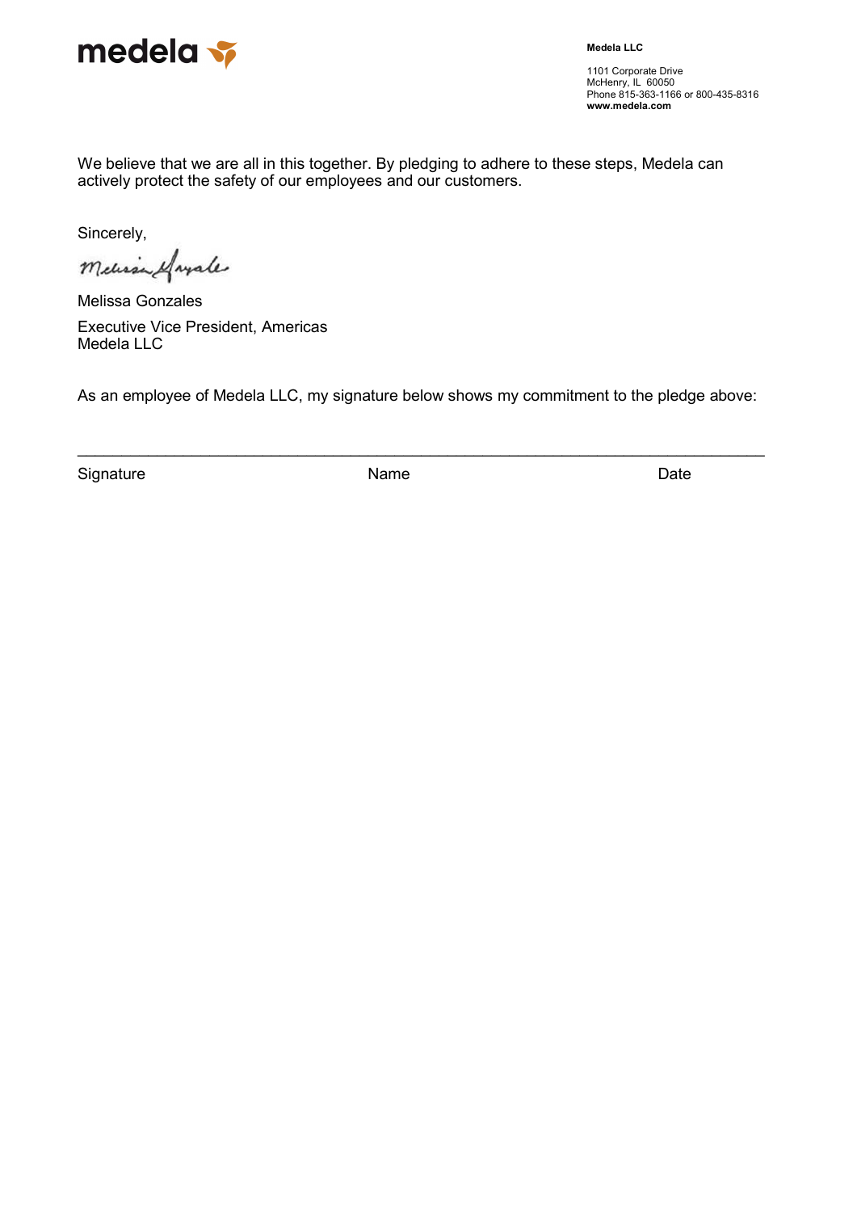**Medela LLC**

1101 Corporate Drive
McHenry, IL 60050
Phone 815-363-1166 or 800-435-8316
**www.medela.com**

We believe that we are all in this together. By pledging to adhere to these steps, Medela can actively protect the safety of our employees and our customers.

Sincerely,

Melissa Gonzales

Executive Vice President, Americas
Medela LLC

As an employee of Medela LLC, my signature below shows my commitment to the pledge above:

\_\_\_\_\_\_\_\_\_\_\_\_\_\_\_\_\_\_\_\_\_\_\_\_\_\_\_\_\_\_\_\_\_\_\_\_\_\_\_\_\_\_\_\_\_\_\_\_\_\_\_\_\_\_\_\_\_\_\_\_\_\_\_\_\_\_\_\_\_\_

Signature                                    Name                                    Date